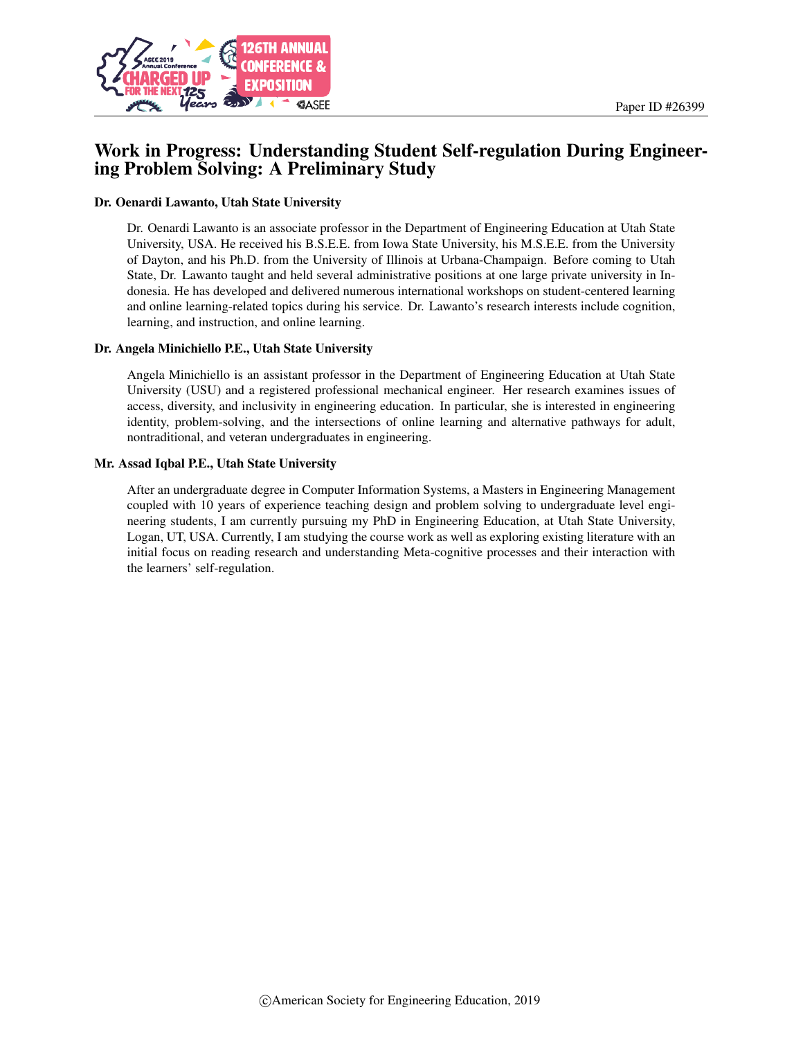Paper ID #26399

# Work in Progress: Understanding Student Self-regulation During Engineering Problem Solving: A Preliminary Study

### Dr. Oenardi Lawanto, Utah State University

Dr. Oenardi Lawanto is an associate professor in the Department of Engineering Education at Utah State University, USA. He received his B.S.E.E. from Iowa State University, his M.S.E.E. from the University of Dayton, and his Ph.D. from the University of Illinois at Urbana-Champaign. Before coming to Utah State, Dr. Lawanto taught and held several administrative positions at one large private university in Indonesia. He has developed and delivered numerous international workshops on student-centered learning and online learning-related topics during his service. Dr. Lawanto's research interests include cognition, learning, and instruction, and online learning.

### Dr. Angela Minichiello P.E., Utah State University

Angela Minichiello is an assistant professor in the Department of Engineering Education at Utah State University (USU) and a registered professional mechanical engineer. Her research examines issues of access, diversity, and inclusivity in engineering education. In particular, she is interested in engineering identity, problem-solving, and the intersections of online learning and alternative pathways for adult, nontraditional, and veteran undergraduates in engineering.

### Mr. Assad Iqbal P.E., Utah State University

After an undergraduate degree in Computer Information Systems, a Masters in Engineering Management coupled with 10 years of experience teaching design and problem solving to undergraduate level engineering students, I am currently pursuing my PhD in Engineering Education, at Utah State University, Logan, UT, USA. Currently, I am studying the course work as well as exploring existing literature with an initial focus on reading research and understanding Meta-cognitive processes and their interaction with the learners' self-regulation.

©American Society for Engineering Education, 2019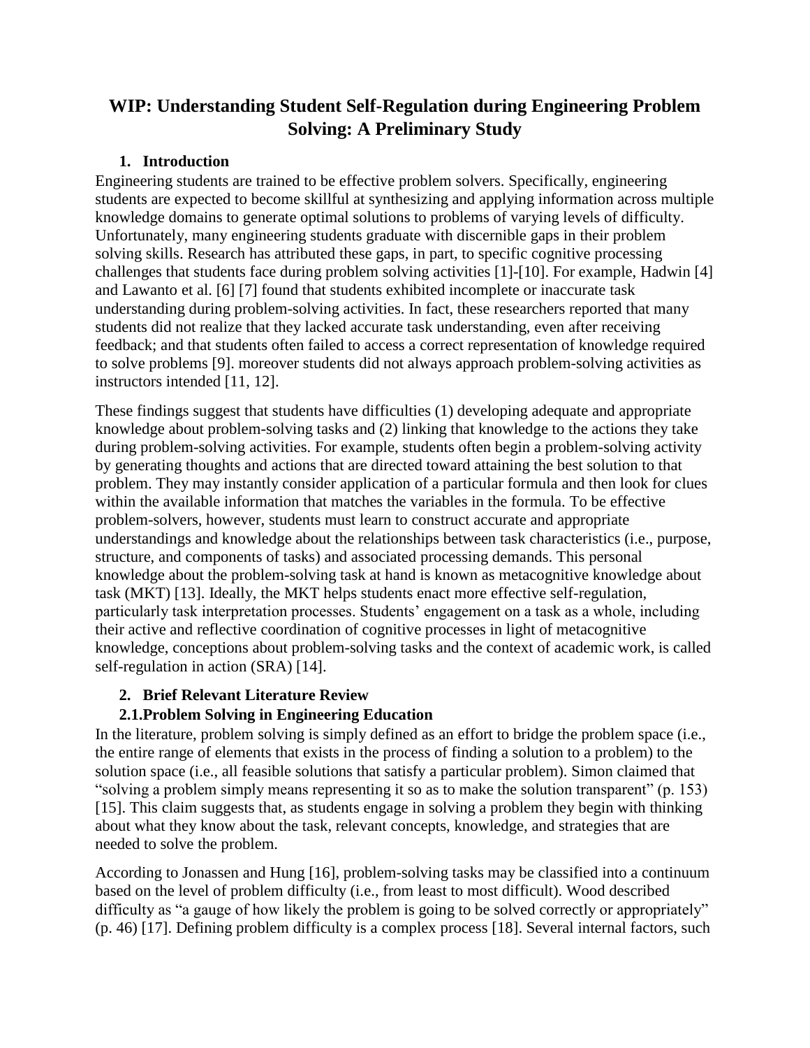# WIP: Understanding Student Self-Regulation during Engineering Problem Solving: A Preliminary Study

## 1. Introduction

Engineering students are trained to be effective problem solvers. Specifically, engineering students are expected to become skillful at synthesizing and applying information across multiple knowledge domains to generate optimal solutions to problems of varying levels of difficulty. Unfortunately, many engineering students graduate with discernible gaps in their problem solving skills. Research has attributed these gaps, in part, to specific cognitive processing challenges that students face during problem solving activities [1]-[10]. For example, Hadwin [4] and Lawanto et al. [6] [7] found that students exhibited incomplete or inaccurate task understanding during problem-solving activities. In fact, these researchers reported that many students did not realize that they lacked accurate task understanding, even after receiving feedback; and that students often failed to access a correct representation of knowledge required to solve problems [9]. moreover students did not always approach problem-solving activities as instructors intended [11, 12].

These findings suggest that students have difficulties (1) developing adequate and appropriate knowledge about problem-solving tasks and (2) linking that knowledge to the actions they take during problem-solving activities. For example, students often begin a problem-solving activity by generating thoughts and actions that are directed toward attaining the best solution to that problem. They may instantly consider application of a particular formula and then look for clues within the available information that matches the variables in the formula. To be effective problem-solvers, however, students must learn to construct accurate and appropriate understandings and knowledge about the relationships between task characteristics (i.e., purpose, structure, and components of tasks) and associated processing demands. This personal knowledge about the problem-solving task at hand is known as metacognitive knowledge about task (MKT) [13]. Ideally, the MKT helps students enact more effective self-regulation, particularly task interpretation processes. Students' engagement on a task as a whole, including their active and reflective coordination of cognitive processes in light of metacognitive knowledge, conceptions about problem-solving tasks and the context of academic work, is called self-regulation in action (SRA) [14].

## 2. Brief Relevant Literature Review

### 2.1. Problem Solving in Engineering Education

In the literature, problem solving is simply defined as an effort to bridge the problem space (i.e., the entire range of elements that exists in the process of finding a solution to a problem) to the solution space (i.e., all feasible solutions that satisfy a particular problem). Simon claimed that "solving a problem simply means representing it so as to make the solution transparent" (p. 153) [15]. This claim suggests that, as students engage in solving a problem they begin with thinking about what they know about the task, relevant concepts, knowledge, and strategies that are needed to solve the problem.

According to Jonassen and Hung [16], problem-solving tasks may be classified into a continuum based on the level of problem difficulty (i.e., from least to most difficult). Wood described difficulty as "a gauge of how likely the problem is going to be solved correctly or appropriately" (p. 46) [17]. Defining problem difficulty is a complex process [18]. Several internal factors, such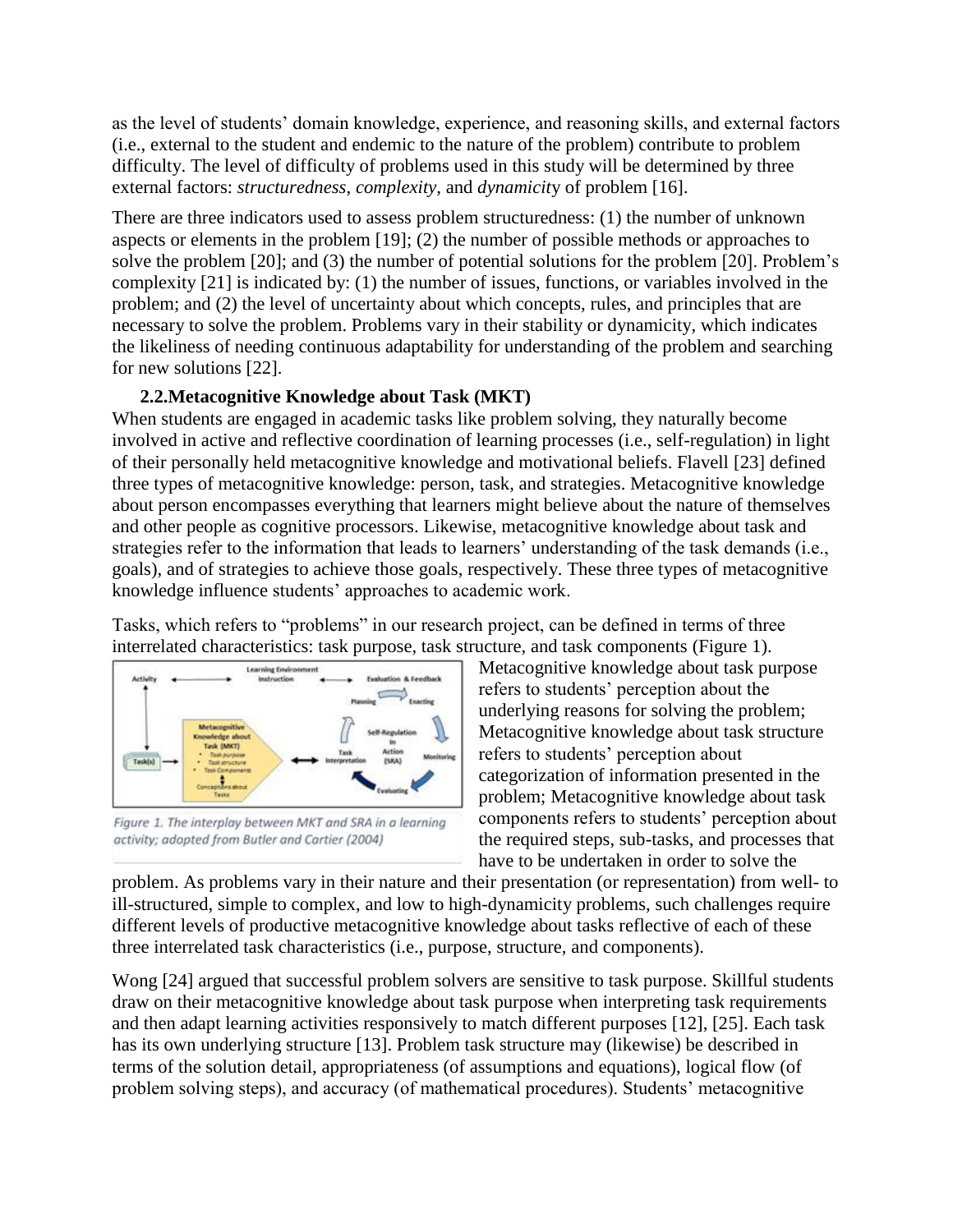as the level of students' domain knowledge, experience, and reasoning skills, and external factors (i.e., external to the student and endemic to the nature of the problem) contribute to problem difficulty. The level of difficulty of problems used in this study will be determined by three external factors: *structuredness*, *complexity*, and *dynamicity* of problem [16].

There are three indicators used to assess problem structuredness: (1) the number of unknown aspects or elements in the problem [19]; (2) the number of possible methods or approaches to solve the problem [20]; and (3) the number of potential solutions for the problem [20]. Problem's complexity [21] is indicated by: (1) the number of issues, functions, or variables involved in the problem; and (2) the level of uncertainty about which concepts, rules, and principles that are necessary to solve the problem. Problems vary in their stability or dynamicity, which indicates the likeliness of needing continuous adaptability for understanding of the problem and searching for new solutions [22].

### 2.2. Metacognitive Knowledge about Task (MKT)

When students are engaged in academic tasks like problem solving, they naturally become involved in active and reflective coordination of learning processes (i.e., self-regulation) in light of their personally held metacognitive knowledge and motivational beliefs. Flavell [23] defined three types of metacognitive knowledge: person, task, and strategies. Metacognitive knowledge about person encompasses everything that learners might believe about the nature of themselves and other people as cognitive processors. Likewise, metacognitive knowledge about task and strategies refer to the information that leads to learners' understanding of the task demands (i.e., goals), and of strategies to achieve those goals, respectively. These three types of metacognitive knowledge influence students' approaches to academic work.

Tasks, which refers to "problems" in our research project, can be defined in terms of three interrelated characteristics: task purpose, task structure, and task components (Figure 1).

*Figure 1. The interplay between MKT and SRA in a learning activity; adopted from Butler and Cartier (2004)*

Metacognitive knowledge about task purpose refers to students' perception about the underlying reasons for solving the problem; Metacognitive knowledge about task structure refers to students' perception about categorization of information presented in the problem; Metacognitive knowledge about task components refers to students' perception about the required steps, sub-tasks, and processes that have to be undertaken in order to solve the problem. As problems vary in their nature and their presentation (or representation) from well- to ill-structured, simple to complex, and low to high-dynamicity problems, such challenges require different levels of productive metacognitive knowledge about tasks reflective of each of these three interrelated task characteristics (i.e., purpose, structure, and components).

Wong [24] argued that successful problem solvers are sensitive to task purpose. Skillful students draw on their metacognitive knowledge about task purpose when interpreting task requirements and then adapt learning activities responsively to match different purposes [12], [25]. Each task has its own underlying structure [13]. Problem task structure may (likewise) be described in terms of the solution detail, appropriateness (of assumptions and equations), logical flow (of problem solving steps), and accuracy (of mathematical procedures). Students' metacognitive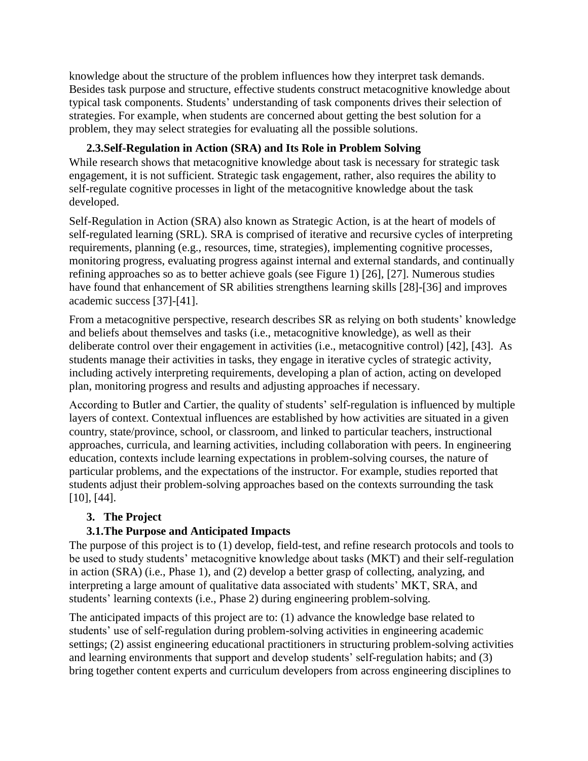knowledge about the structure of the problem influences how they interpret task demands. Besides task purpose and structure, effective students construct metacognitive knowledge about typical task components. Students' understanding of task components drives their selection of strategies. For example, when students are concerned about getting the best solution for a problem, they may select strategies for evaluating all the possible solutions.

### 2.3. Self-Regulation in Action (SRA) and Its Role in Problem Solving

While research shows that metacognitive knowledge about task is necessary for strategic task engagement, it is not sufficient. Strategic task engagement, rather, also requires the ability to self-regulate cognitive processes in light of the metacognitive knowledge about the task developed.

Self-Regulation in Action (SRA) also known as Strategic Action, is at the heart of models of self-regulated learning (SRL). SRA is comprised of iterative and recursive cycles of interpreting requirements, planning (e.g., resources, time, strategies), implementing cognitive processes, monitoring progress, evaluating progress against internal and external standards, and continually refining approaches so as to better achieve goals (see Figure 1) [26], [27]. Numerous studies have found that enhancement of SR abilities strengthens learning skills [28]-[36] and improves academic success [37]-[41].

From a metacognitive perspective, research describes SR as relying on both students' knowledge and beliefs about themselves and tasks (i.e., metacognitive knowledge), as well as their deliberate control over their engagement in activities (i.e., metacognitive control) [42], [43]. As students manage their activities in tasks, they engage in iterative cycles of strategic activity, including actively interpreting requirements, developing a plan of action, acting on developed plan, monitoring progress and results and adjusting approaches if necessary.

According to Butler and Cartier, the quality of students' self-regulation is influenced by multiple layers of context. Contextual influences are established by how activities are situated in a given country, state/province, school, or classroom, and linked to particular teachers, instructional approaches, curricula, and learning activities, including collaboration with peers. In engineering education, contexts include learning expectations in problem-solving courses, the nature of particular problems, and the expectations of the instructor. For example, studies reported that students adjust their problem-solving approaches based on the contexts surrounding the task [10], [44].

## 3. The Project

### 3.1. The Purpose and Anticipated Impacts

The purpose of this project is to (1) develop, field-test, and refine research protocols and tools to be used to study students' metacognitive knowledge about tasks (MKT) and their self-regulation in action (SRA) (i.e., Phase 1), and (2) develop a better grasp of collecting, analyzing, and interpreting a large amount of qualitative data associated with students' MKT, SRA, and students' learning contexts (i.e., Phase 2) during engineering problem-solving.

The anticipated impacts of this project are to: (1) advance the knowledge base related to students' use of self-regulation during problem-solving activities in engineering academic settings; (2) assist engineering educational practitioners in structuring problem-solving activities and learning environments that support and develop students' self-regulation habits; and (3) bring together content experts and curriculum developers from across engineering disciplines to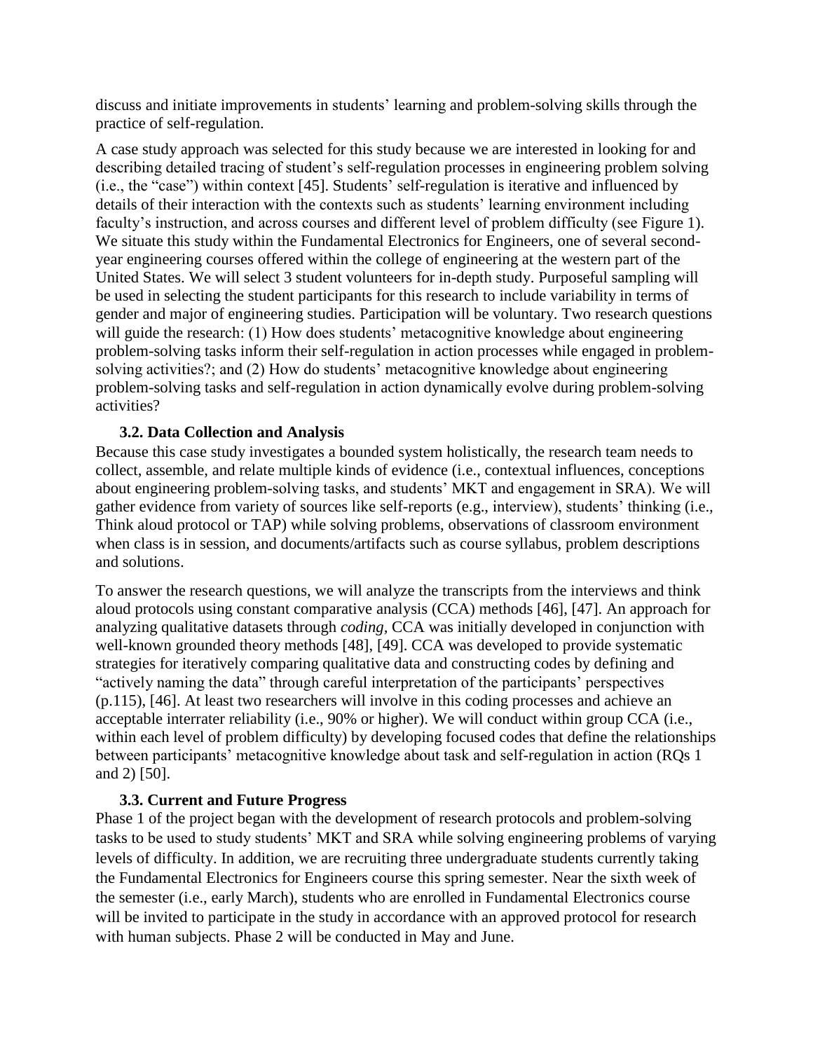discuss and initiate improvements in students' learning and problem-solving skills through the practice of self-regulation.

A case study approach was selected for this study because we are interested in looking for and describing detailed tracing of student's self-regulation processes in engineering problem solving (i.e., the "case") within context [45]. Students' self-regulation is iterative and influenced by details of their interaction with the contexts such as students' learning environment including faculty's instruction, and across courses and different level of problem difficulty (see Figure 1). We situate this study within the Fundamental Electronics for Engineers, one of several second-year engineering courses offered within the college of engineering at the western part of the United States. We will select 3 student volunteers for in-depth study. Purposeful sampling will be used in selecting the student participants for this research to include variability in terms of gender and major of engineering studies. Participation will be voluntary. Two research questions will guide the research: (1) How does students' metacognitive knowledge about engineering problem-solving tasks inform their self-regulation in action processes while engaged in problem-solving activities?; and (2) How do students' metacognitive knowledge about engineering problem-solving tasks and self-regulation in action dynamically evolve during problem-solving activities?

### 3.2. Data Collection and Analysis

Because this case study investigates a bounded system holistically, the research team needs to collect, assemble, and relate multiple kinds of evidence (i.e., contextual influences, conceptions about engineering problem-solving tasks, and students' MKT and engagement in SRA). We will gather evidence from variety of sources like self-reports (e.g., interview), students' thinking (i.e., Think aloud protocol or TAP) while solving problems, observations of classroom environment when class is in session, and documents/artifacts such as course syllabus, problem descriptions and solutions.

To answer the research questions, we will analyze the transcripts from the interviews and think aloud protocols using constant comparative analysis (CCA) methods [46], [47]. An approach for analyzing qualitative datasets through *coding*, CCA was initially developed in conjunction with well-known grounded theory methods [48], [49]. CCA was developed to provide systematic strategies for iteratively comparing qualitative data and constructing codes by defining and "actively naming the data" through careful interpretation of the participants' perspectives (p.115), [46]. At least two researchers will involve in this coding processes and achieve an acceptable interrater reliability (i.e., 90% or higher). We will conduct within group CCA (i.e., within each level of problem difficulty) by developing focused codes that define the relationships between participants' metacognitive knowledge about task and self-regulation in action (RQs 1 and 2) [50].

### 3.3. Current and Future Progress

Phase 1 of the project began with the development of research protocols and problem-solving tasks to be used to study students' MKT and SRA while solving engineering problems of varying levels of difficulty. In addition, we are recruiting three undergraduate students currently taking the Fundamental Electronics for Engineers course this spring semester. Near the sixth week of the semester (i.e., early March), students who are enrolled in Fundamental Electronics course will be invited to participate in the study in accordance with an approved protocol for research with human subjects. Phase 2 will be conducted in May and June.